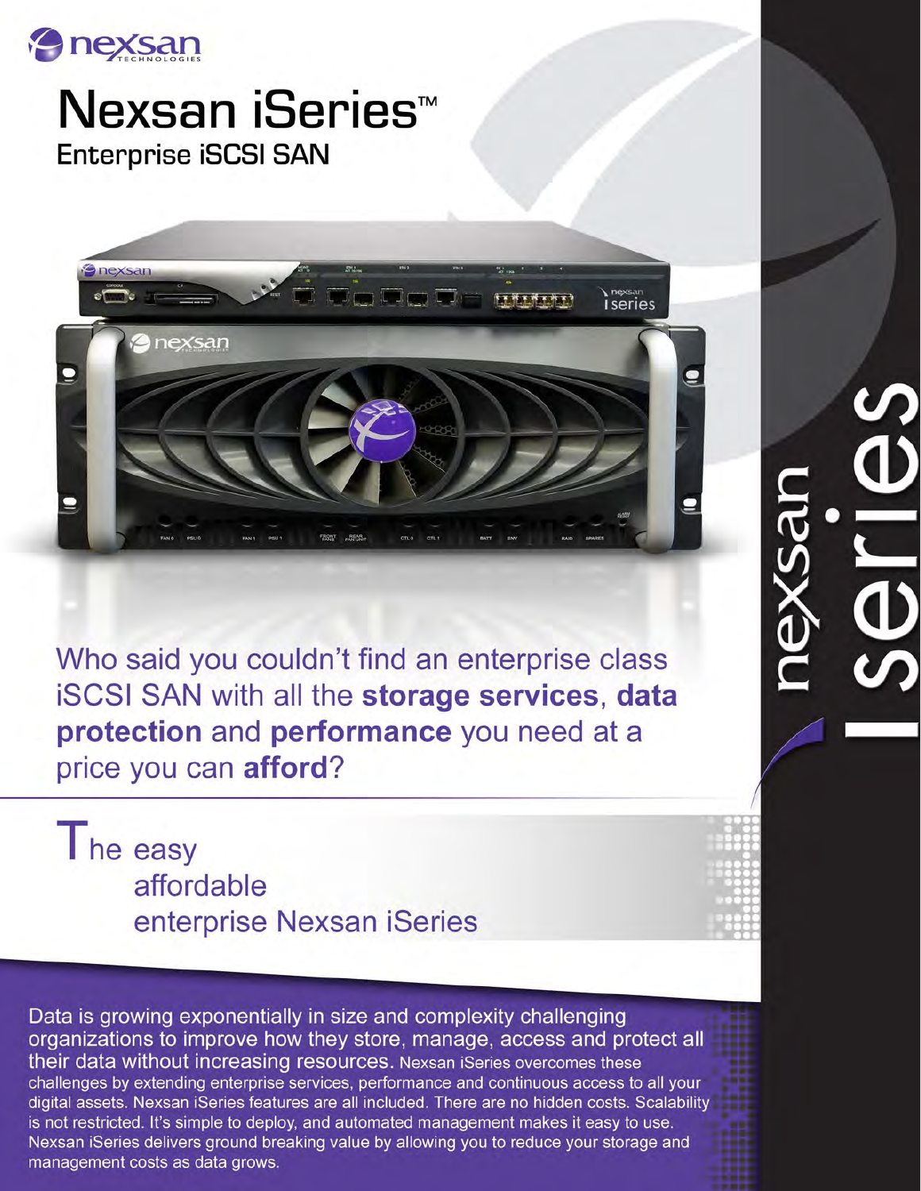# Nexsan iSeries™

## Enterprise iSCSI SAN

Who said you couldn't find an enterprise class iSCSI SAN with all the **storage services**, **data protection** and **performance** you need at a price you can **afford**?

The easy
affordable
enterprise Nexsan iSeries

Data is growing exponentially in size and complexity challenging organizations to improve how they store, manage, access and protect all their data without increasing resources. Nexsan iSeries overcomes these challenges by extending enterprise services, performance and continuous access to all your digital assets. Nexsan iSeries features are all included. There are no hidden costs. Scalability is not restricted. It's simple to deploy, and automated management makes it easy to use. Nexsan iSeries delivers ground breaking value by allowing you to reduce your storage and management costs as data grows.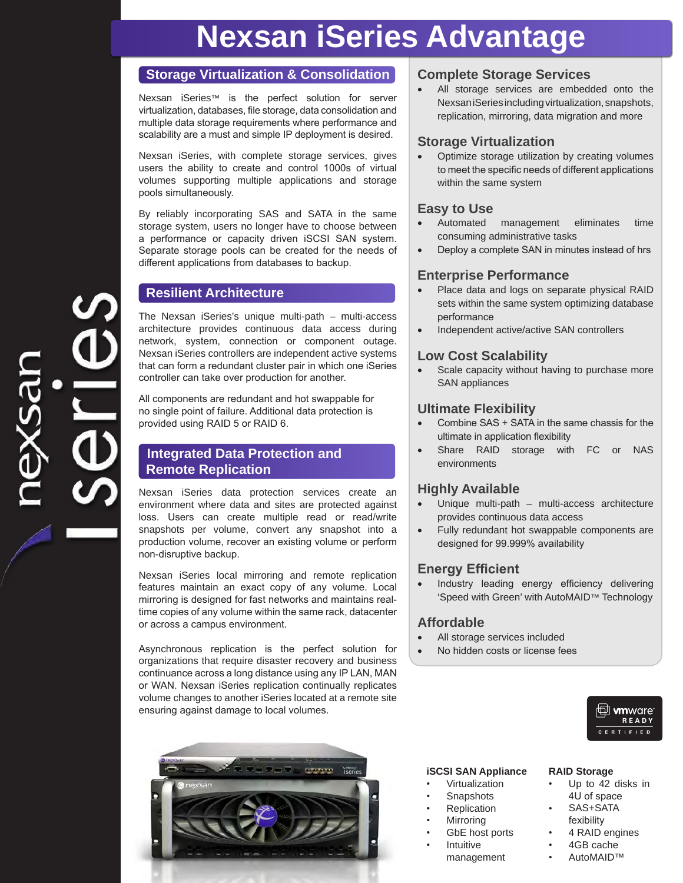# Nexsan iSeries Advantage

## Storage Virtualization & Consolidation

Nexsan iSeries™ is the perfect solution for server virtualization, databases, file storage, data consolidation and multiple data storage requirements where performance and scalability are a must and simple IP deployment is desired.

Nexsan iSeries, with complete storage services, gives users the ability to create and control 1000s of virtual volumes supporting multiple applications and storage pools simultaneously.

By reliably incorporating SAS and SATA in the same storage system, users no longer have to choose between a performance or capacity driven iSCSI SAN system. Separate storage pools can be created for the needs of different applications from databases to backup.

## Resilient Architecture

The Nexsan iSeries's unique multi-path – multi-access architecture provides continuous data access during network, system, connection or component outage. Nexsan iSeries controllers are independent active systems that can form a redundant cluster pair in which one iSeries controller can take over production for another.

All components are redundant and hot swappable for no single point of failure. Additional data protection is provided using RAID 5 or RAID 6.

## Integrated Data Protection and Remote Replication

Nexsan iSeries data protection services create an environment where data and sites are protected against loss. Users can create multiple read or read/write snapshots per volume, convert any snapshot into a production volume, recover an existing volume or perform non-disruptive backup.

Nexsan iSeries local mirroring and remote replication features maintain an exact copy of any volume. Local mirroring is designed for fast networks and maintains real-time copies of any volume within the same rack, datacenter or across a campus environment.

Asynchronous replication is the perfect solution for organizations that require disaster recovery and business continuance across a long distance using any IP LAN, MAN or WAN. Nexsan iSeries replication continually replicates volume changes to another iSeries located at a remote site ensuring against damage to local volumes.

## Complete Storage Services

- All storage services are embedded onto the Nexsan iSeries including virtualization, snapshots, replication, mirroring, data migration and more

## Storage Virtualization

- Optimize storage utilization by creating volumes to meet the specific needs of different applications within the same system

## Easy to Use

- Automated management eliminates time consuming administrative tasks
- Deploy a complete SAN in minutes instead of hrs

## Enterprise Performance

- Place data and logs on separate physical RAID sets within the same system optimizing database performance
- Independent active/active SAN controllers

## Low Cost Scalability

- Scale capacity without having to purchase more SAN appliances

## Ultimate Flexibility

- Combine SAS + SATA in the same chassis for the ultimate in application flexibility
- Share RAID storage with FC or NAS environments

## Highly Available

- Unique multi-path – multi-access architecture provides continuous data access
- Fully redundant hot swappable components are designed for 99.999% availability

## Energy Efficient

- Industry leading energy efficiency delivering 'Speed with Green' with AutoMAID™ Technology

## Affordable

- All storage services included
- No hidden costs or license fees

vmware READY CERTIFIED

**iSCSI SAN Appliance**

- Virtualization
- Snapshots
- Replication
- Mirroring
- GbE host ports
- Intuitive management

**RAID Storage**

- Up to 42 disks in 4U of space
- SAS+SATA fexibility
- 4 RAID engines
- 4GB cache
- AutoMAID™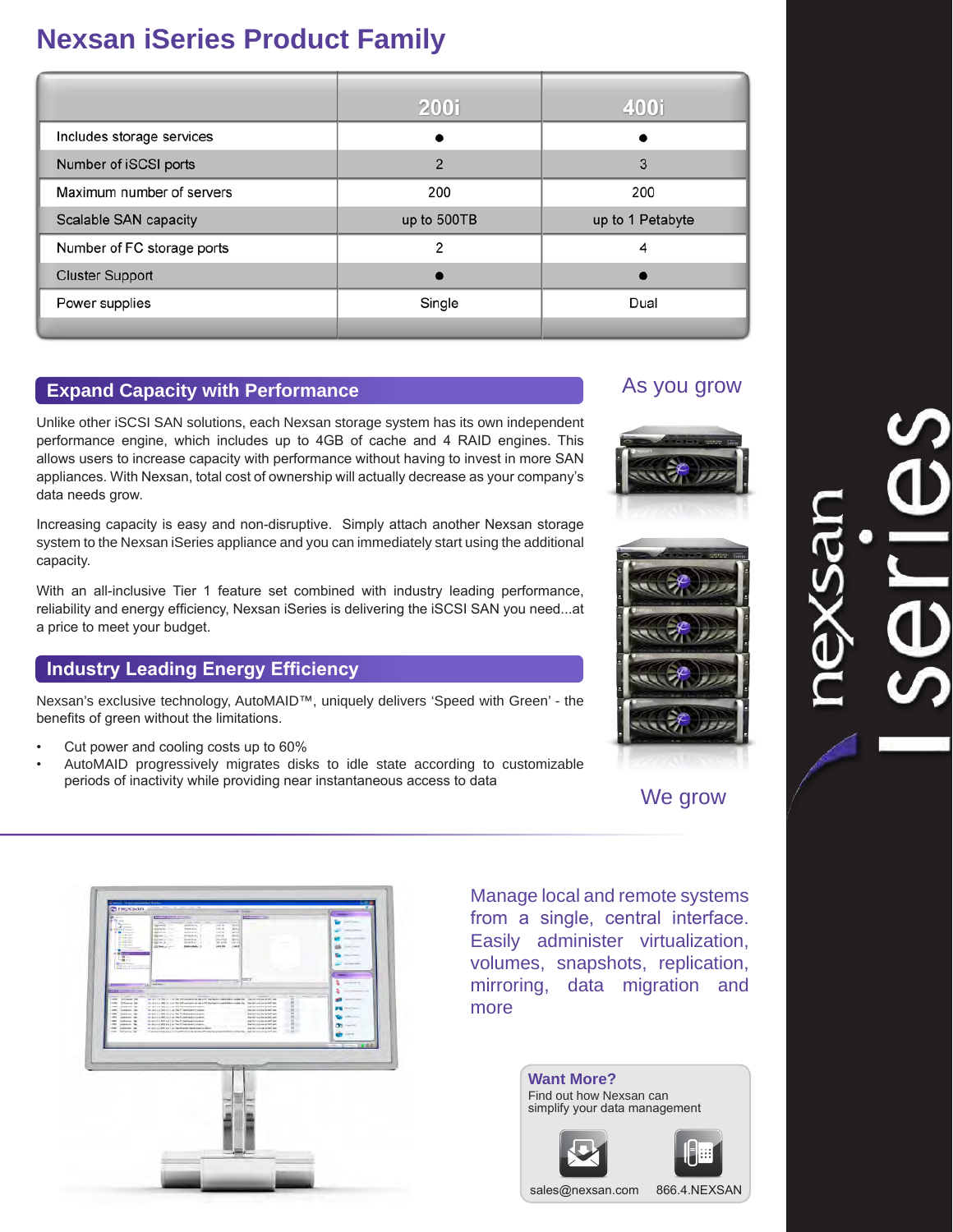# Nexsan iSeries Product Family

| | 200i | 400i |
|---|---|---|
| Includes storage services | ● | ● |
| Number of iSCSI ports | 2 | 3 |
| Maximum number of servers | 200 | 200 |
| Scalable SAN capacity | up to 500TB | up to 1 Petabyte |
| Number of FC storage ports | 2 | 4 |
| Cluster Support | ● | ● |
| Power supplies | Single | Dual |

## Expand Capacity with Performance

Unlike other iSCSI SAN solutions, each Nexsan storage system has its own independent performance engine, which includes up to 4GB of cache and 4 RAID engines. This allows users to increase capacity with performance without having to invest in more SAN appliances. With Nexsan, total cost of ownership will actually decrease as your company's data needs grow.

Increasing capacity is easy and non-disruptive. Simply attach another Nexsan storage system to the Nexsan iSeries appliance and you can immediately start using the additional capacity.

With an all-inclusive Tier 1 feature set combined with industry leading performance, reliability and energy efficiency, Nexsan iSeries is delivering the iSCSI SAN you need...at a price to meet your budget.

As you grow

We grow

## Industry Leading Energy Efficiency

Nexsan's exclusive technology, AutoMAID™, uniquely delivers 'Speed with Green' - the benefits of green without the limitations.

- Cut power and cooling costs up to 60%
- AutoMAID progressively migrates disks to idle state according to customizable periods of inactivity while providing near instantaneous access to data

Manage local and remote systems from a single, central interface. Easily administer virtualization, volumes, snapshots, replication, mirroring, data migration and more

**Want More?**
Find out how Nexsan can simplify your data management

sales@nexsan.com 866.4.NEXSAN

nexsan iSeries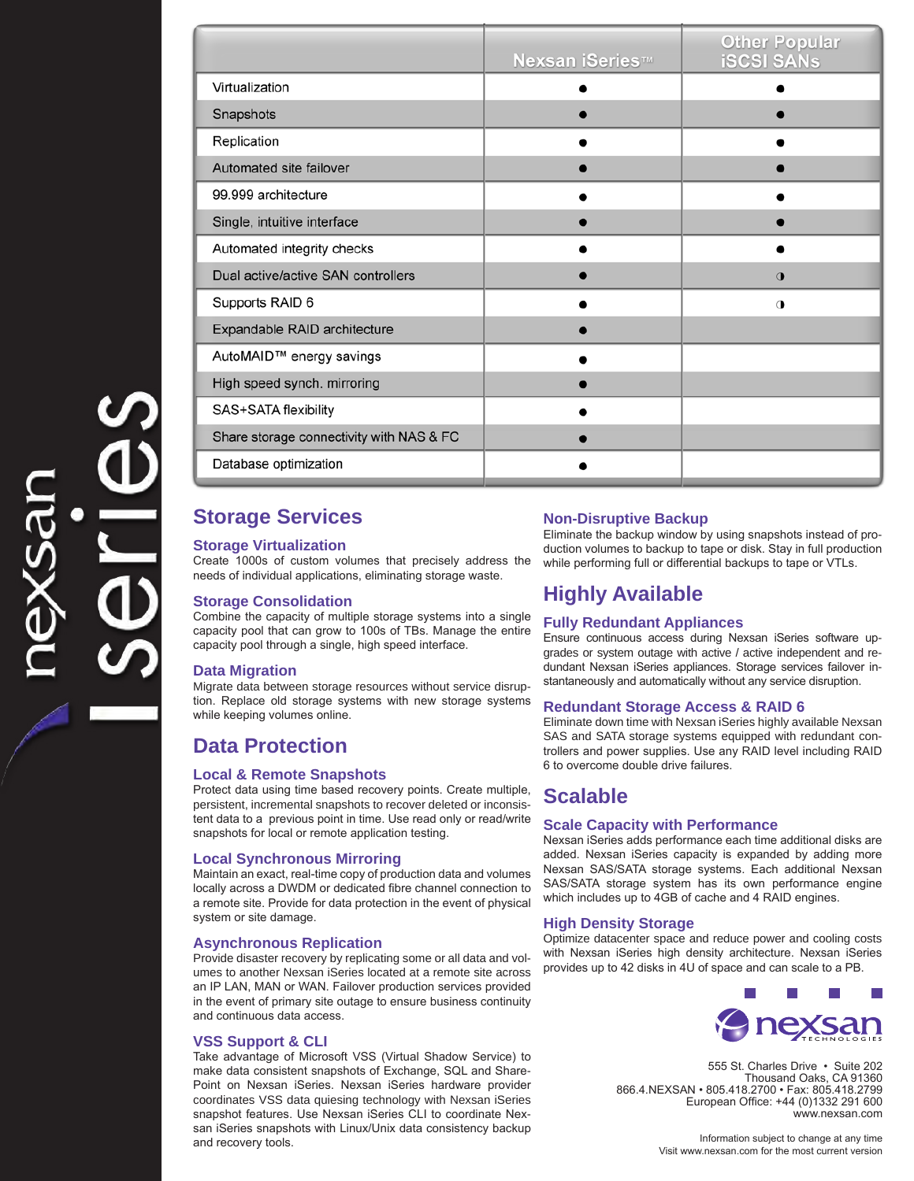| | Nexsan iSeries™ | Other Popular iSCSI SANs |
|---|---|---|
| Virtualization | ● | ● |
| Snapshots | ● | ● |
| Replication | ● | ● |
| Automated site failover | ● | ● |
| 99.999 architecture | ● | ● |
| Single, intuitive interface | ● | ● |
| Automated integrity checks | ● | ● |
| Dual active/active SAN controllers | ● | ◑ |
| Supports RAID 6 | ● | ◑ |
| Expandable RAID architecture | ● | |
| AutoMAID™ energy savings | ● | |
| High speed synch. mirroring | ● | |
| SAS+SATA flexibility | ● | |
| Share storage connectivity with NAS & FC | ● | |
| Database optimization | ● | |

## Storage Services

### Storage Virtualization

Create 1000s of custom volumes that precisely address the needs of individual applications, eliminating storage waste.

### Storage Consolidation

Combine the capacity of multiple storage systems into a single capacity pool that can grow to 100s of TBs. Manage the entire capacity pool through a single, high speed interface.

### Data Migration

Migrate data between storage resources without service disruption. Replace old storage systems with new storage systems while keeping volumes online.

## Data Protection

### Local & Remote Snapshots

Protect data using time based recovery points. Create multiple, persistent, incremental snapshots to recover deleted or inconsistent data to a previous point in time. Use read only or read/write snapshots for local or remote application testing.

### Local Synchronous Mirroring

Maintain an exact, real-time copy of production data and volumes locally across a DWDM or dedicated fibre channel connection to a remote site. Provide for data protection in the event of physical system or site damage.

### Asynchronous Replication

Provide disaster recovery by replicating some or all data and volumes to another Nexsan iSeries located at a remote site across an IP LAN, MAN or WAN. Failover production services provided in the event of primary site outage to ensure business continuity and continuous data access.

### VSS Support & CLI

Take advantage of Microsoft VSS (Virtual Shadow Service) to make data consistent snapshots of Exchange, SQL and SharePoint on Nexsan iSeries. Nexsan iSeries hardware provider coordinates VSS data quiesing technology with Nexsan iSeries snapshot features. Use Nexsan iSeries CLI to coordinate Nexsan iSeries snapshots with Linux/Unix data consistency backup and recovery tools.

### Non-Disruptive Backup

Eliminate the backup window by using snapshots instead of production volumes to backup to tape or disk. Stay in full production while performing full or differential backups to tape or VTLs.

## Highly Available

### Fully Redundant Appliances

Ensure continuous access during Nexsan iSeries software upgrades or system outage with active / active independent and redundant Nexsan iSeries appliances. Storage services failover instantaneously and automatically without any service disruption.

### Redundant Storage Access & RAID 6

Eliminate down time with Nexsan iSeries highly available Nexsan SAS and SATA storage systems equipped with redundant controllers and power supplies. Use any RAID level including RAID 6 to overcome double drive failures.

## Scalable

### Scale Capacity with Performance

Nexsan iSeries adds performance each time additional disks are added. Nexsan iSeries capacity is expanded by adding more Nexsan SAS/SATA storage systems. Each additional Nexsan SAS/SATA storage system has its own performance engine which includes up to 4GB of cache and 4 RAID engines.

### High Density Storage

Optimize datacenter space and reduce power and cooling costs with Nexsan iSeries high density architecture. Nexsan iSeries provides up to 42 disks in 4U of space and can scale to a PB.

nexsan TECHNOLOGIES

555 St. Charles Drive • Suite 202
Thousand Oaks, CA 91360
866.4.NEXSAN • 805.418.2700 • Fax: 805.418.2799
European Office: +44 (0)1332 291 600
www.nexsan.com

Information subject to change at any time
Visit www.nexsan.com for the most current version